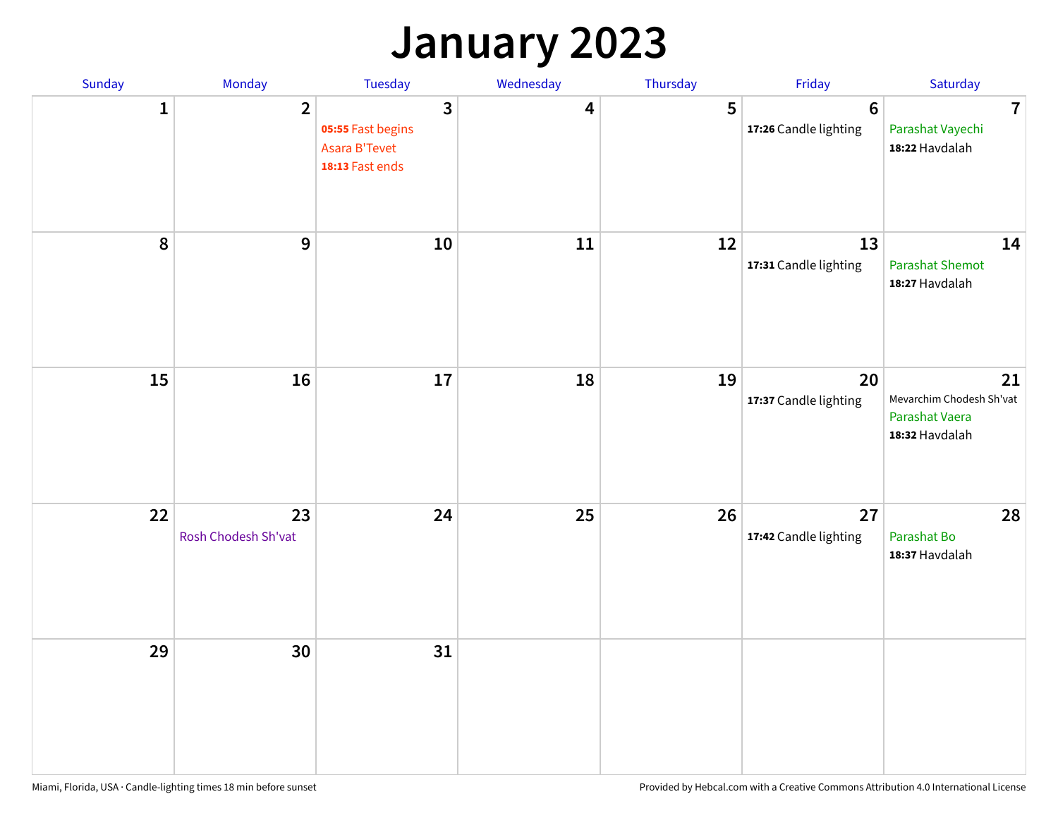# January 2023

| Sunday | Monday | Tuesday | Wednesday | Thursday | Friday | Saturday |
|---|---|---|---|---|---|---|
| 1 | 2 | 3<br>**05:55** Fast begins<br>Asara B'Tevet<br>**18:13** Fast ends | 4 | 5 | 6<br>**17:26** Candle lighting | 7<br>Parashat Vayechi<br>**18:22** Havdalah |
| 8 | 9 | 10 | 11 | 12 | 13<br>**17:31** Candle lighting | 14<br>Parashat Shemot<br>**18:27** Havdalah |
| 15 | 16 | 17 | 18 | 19 | 20<br>**17:37** Candle lighting | 21<br>Mevarchim Chodesh Sh'vat<br>Parashat Vaera<br>**18:32** Havdalah |
| 22 | 23<br>Rosh Chodesh Sh'vat | 24 | 25 | 26 | 27<br>**17:42** Candle lighting | 28<br>Parashat Bo<br>**18:37** Havdalah |
| 29 | 30 | 31 | | | | |

Miami, Florida, USA · Candle-lighting times 18 min before sunset

Provided by Hebcal.com with a Creative Commons Attribution 4.0 International License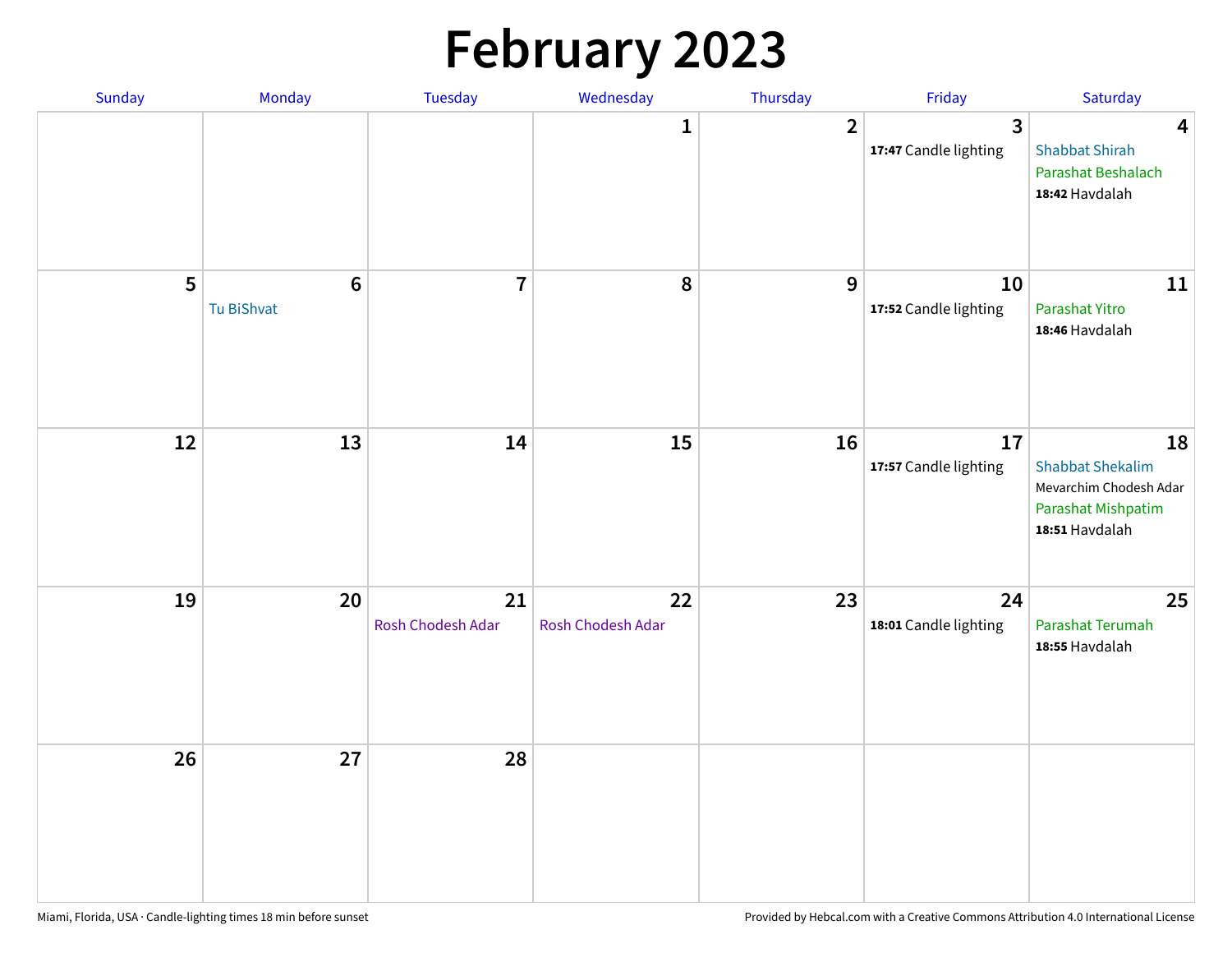# February 2023

| Sunday | Monday | Tuesday | Wednesday | Thursday | Friday | Saturday |
|---|---|---|---|---|---|---|
| | | | 1 | 2 | 3<br>**17:47** Candle lighting | 4<br>Shabbat Shirah<br>Parashat Beshalach<br>**18:42** Havdalah |
| 5 | 6<br>Tu BiShvat | 7 | 8 | 9 | 10<br>**17:52** Candle lighting | 11<br>Parashat Yitro<br>**18:46** Havdalah |
| 12 | 13 | 14 | 15 | 16 | 17<br>**17:57** Candle lighting | 18<br>Shabbat Shekalim<br>Mevarchim Chodesh Adar<br>Parashat Mishpatim<br>**18:51** Havdalah |
| 19 | 20 | 21<br>Rosh Chodesh Adar | 22<br>Rosh Chodesh Adar | 23 | 24<br>**18:01** Candle lighting | 25<br>Parashat Terumah<br>**18:55** Havdalah |
| 26 | 27 | 28 | | | | |

Miami, Florida, USA · Candle-lighting times 18 min before sunset

Provided by Hebcal.com with a Creative Commons Attribution 4.0 International License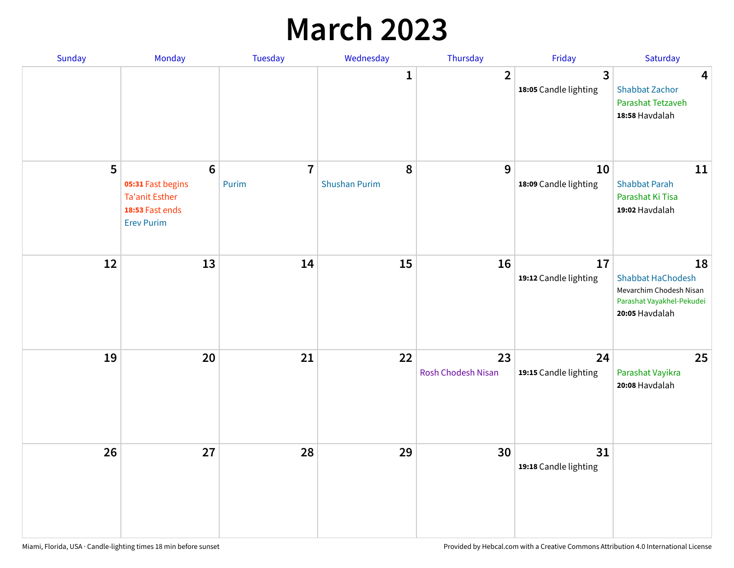# March 2023

| Sunday | Monday | Tuesday | Wednesday | Thursday | Friday | Saturday |
|---|---|---|---|---|---|---|
| | | | 1 | 2 | 3<br>**18:05** Candle lighting | 4<br>Shabbat Zachor<br>Parashat Tetzaveh<br>**18:58** Havdalah |
| 5 | 6<br>**05:31** Fast begins<br>Ta'anit Esther<br>**18:53** Fast ends<br>Erev Purim | 7<br>Purim | 8<br>Shushan Purim | 9 | 10<br>**18:09** Candle lighting | 11<br>Shabbat Parah<br>Parashat Ki Tisa<br>**19:02** Havdalah |
| 12 | 13 | 14 | 15 | 16 | 17<br>**19:12** Candle lighting | 18<br>Shabbat HaChodesh<br>Mevarchim Chodesh Nisan<br>Parashat Vayakhel-Pekudei<br>**20:05** Havdalah |
| 19 | 20 | 21 | 22 | 23<br>Rosh Chodesh Nisan | 24<br>**19:15** Candle lighting | 25<br>Parashat Vayikra<br>**20:08** Havdalah |
| 26 | 27 | 28 | 29 | 30 | 31<br>**19:18** Candle lighting | |

Miami, Florida, USA · Candle-lighting times 18 min before sunset

Provided by Hebcal.com with a Creative Commons Attribution 4.0 International License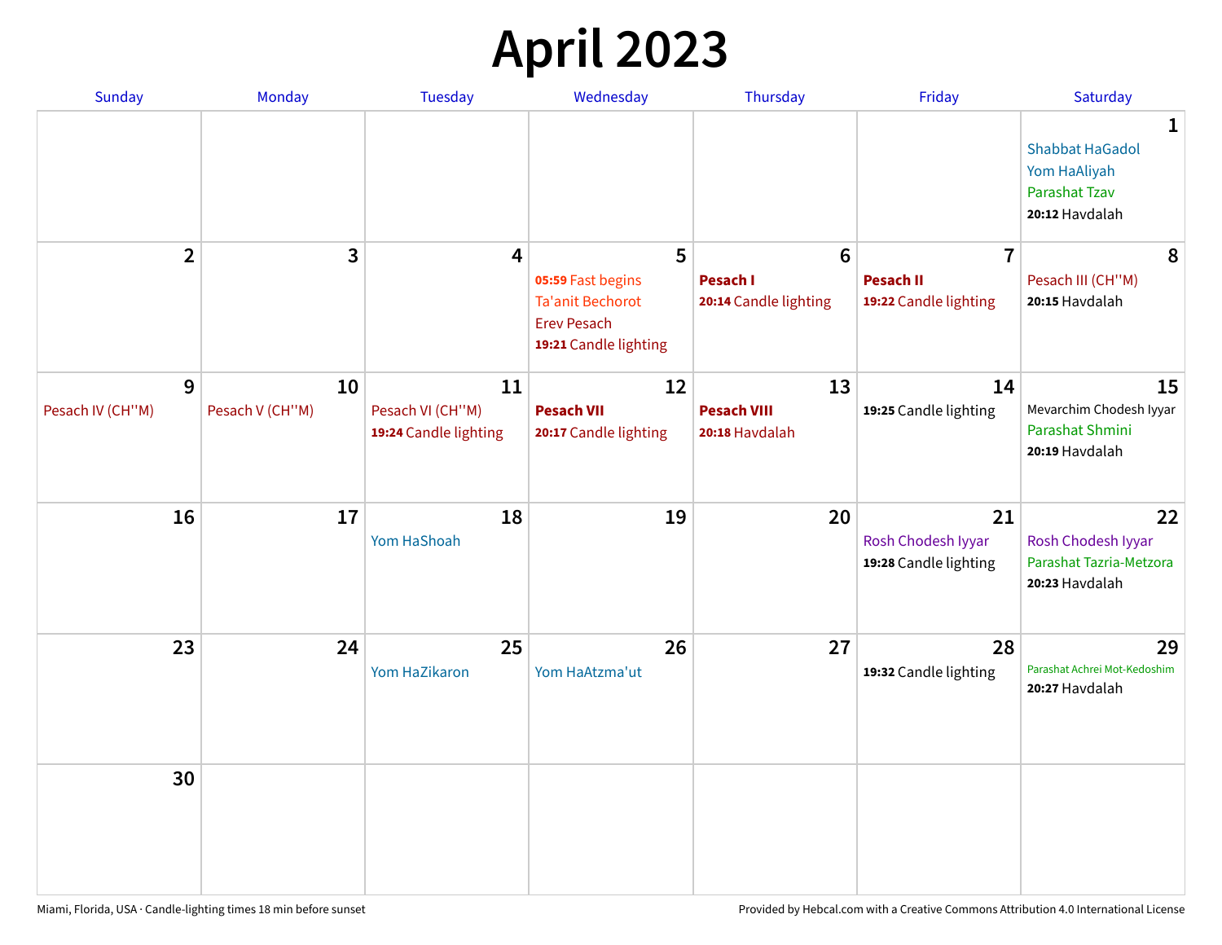# April 2023

| Sunday | Monday | Tuesday | Wednesday | Thursday | Friday | Saturday |
|---|---|---|---|---|---|---|
| | | | | | | **1**<br>Shabbat HaGadol<br>Yom HaAliyah<br>Parashat Tzav<br>**20:12** Havdalah |
| **2** | **3** | **4** | **5**<br>**05:59** Fast begins<br>Ta'anit Bechorot<br>Erev Pesach<br>**19:21** Candle lighting | **6**<br>**Pesach I**<br>**20:14** Candle lighting | **7**<br>**Pesach II**<br>**19:22** Candle lighting | **8**<br>Pesach III (CH''M)<br>**20:15** Havdalah |
| **9**<br>Pesach IV (CH''M) | **10**<br>Pesach V (CH''M) | **11**<br>Pesach VI (CH''M)<br>**19:24** Candle lighting | **12**<br>**Pesach VII**<br>**20:17** Candle lighting | **13**<br>**Pesach VIII**<br>**20:18** Havdalah | **14**<br>**19:25** Candle lighting | **15**<br>Mevarchim Chodesh Iyyar<br>Parashat Shmini<br>**20:19** Havdalah |
| **16** | **17** | **18**<br>Yom HaShoah | **19** | **20** | **21**<br>Rosh Chodesh Iyyar<br>**19:28** Candle lighting | **22**<br>Rosh Chodesh Iyyar<br>Parashat Tazria-Metzora<br>**20:23** Havdalah |
| **23** | **24** | **25**<br>Yom HaZikaron | **26**<br>Yom HaAtzma'ut | **27** | **28**<br>**19:32** Candle lighting | **29**<br>Parashat Achrei Mot-Kedoshim<br>**20:27** Havdalah |
| **30** | | | | | | |

Miami, Florida, USA · Candle-lighting times 18 min before sunset

Provided by Hebcal.com with a Creative Commons Attribution 4.0 International License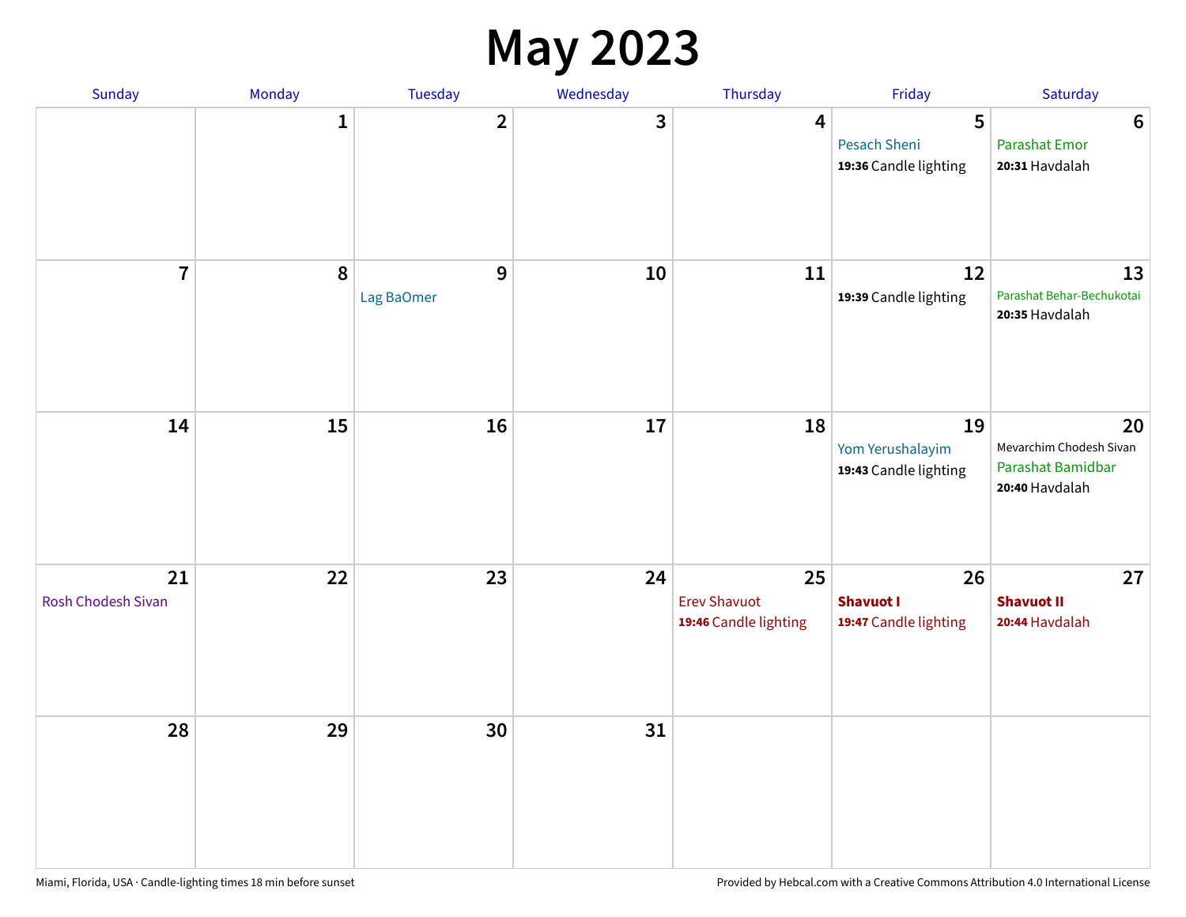# May 2023

| Sunday | Monday | Tuesday | Wednesday | Thursday | Friday | Saturday |
|---|---|---|---|---|---|---|
| | 1 | 2 | 3 | 4 | 5<br>Pesach Sheni<br>**19:36** Candle lighting | 6<br>Parashat Emor<br>**20:31** Havdalah |
| 7 | 8 | 9<br>Lag BaOmer | 10 | 11 | 12<br>**19:39** Candle lighting | 13<br>Parashat Behar-Bechukotai<br>**20:35** Havdalah |
| 14 | 15 | 16 | 17 | 18 | 19<br>Yom Yerushalayim<br>**19:43** Candle lighting | 20<br>Mevarchim Chodesh Sivan<br>Parashat Bamidbar<br>**20:40** Havdalah |
| 21<br>Rosh Chodesh Sivan | 22 | 23 | 24 | 25<br>Erev Shavuot<br>**19:46** Candle lighting | 26<br>**Shavuot I**<br>**19:47** Candle lighting | 27<br>**Shavuot II**<br>**20:44** Havdalah |
| 28 | 29 | 30 | 31 | | | |

Miami, Florida, USA · Candle-lighting times 18 min before sunset

Provided by Hebcal.com with a Creative Commons Attribution 4.0 International License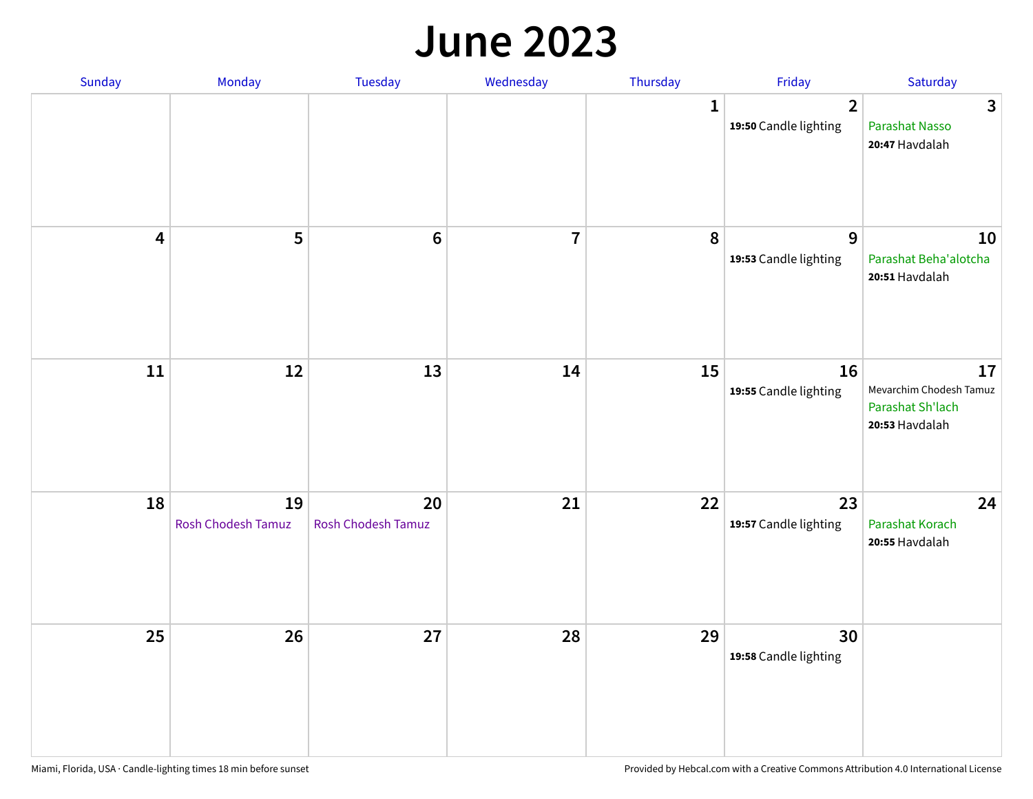# June 2023

| Sunday | Monday | Tuesday | Wednesday | Thursday | Friday | Saturday |
|---|---|---|---|---|---|---|
| | | | | 1 | 2<br>**19:50** Candle lighting | 3<br>Parashat Nasso<br>**20:47** Havdalah |
| 4 | 5 | 6 | 7 | 8 | 9<br>**19:53** Candle lighting | 10<br>Parashat Beha'alotcha<br>**20:51** Havdalah |
| 11 | 12 | 13 | 14 | 15 | 16<br>**19:55** Candle lighting | 17<br>Mevarchim Chodesh Tamuz<br>Parashat Sh'lach<br>**20:53** Havdalah |
| 18 | 19<br>Rosh Chodesh Tamuz | 20<br>Rosh Chodesh Tamuz | 21 | 22 | 23<br>**19:57** Candle lighting | 24<br>Parashat Korach<br>**20:55** Havdalah |
| 25 | 26 | 27 | 28 | 29 | 30<br>**19:58** Candle lighting | |

Miami, Florida, USA · Candle-lighting times 18 min before sunset

Provided by Hebcal.com with a Creative Commons Attribution 4.0 International License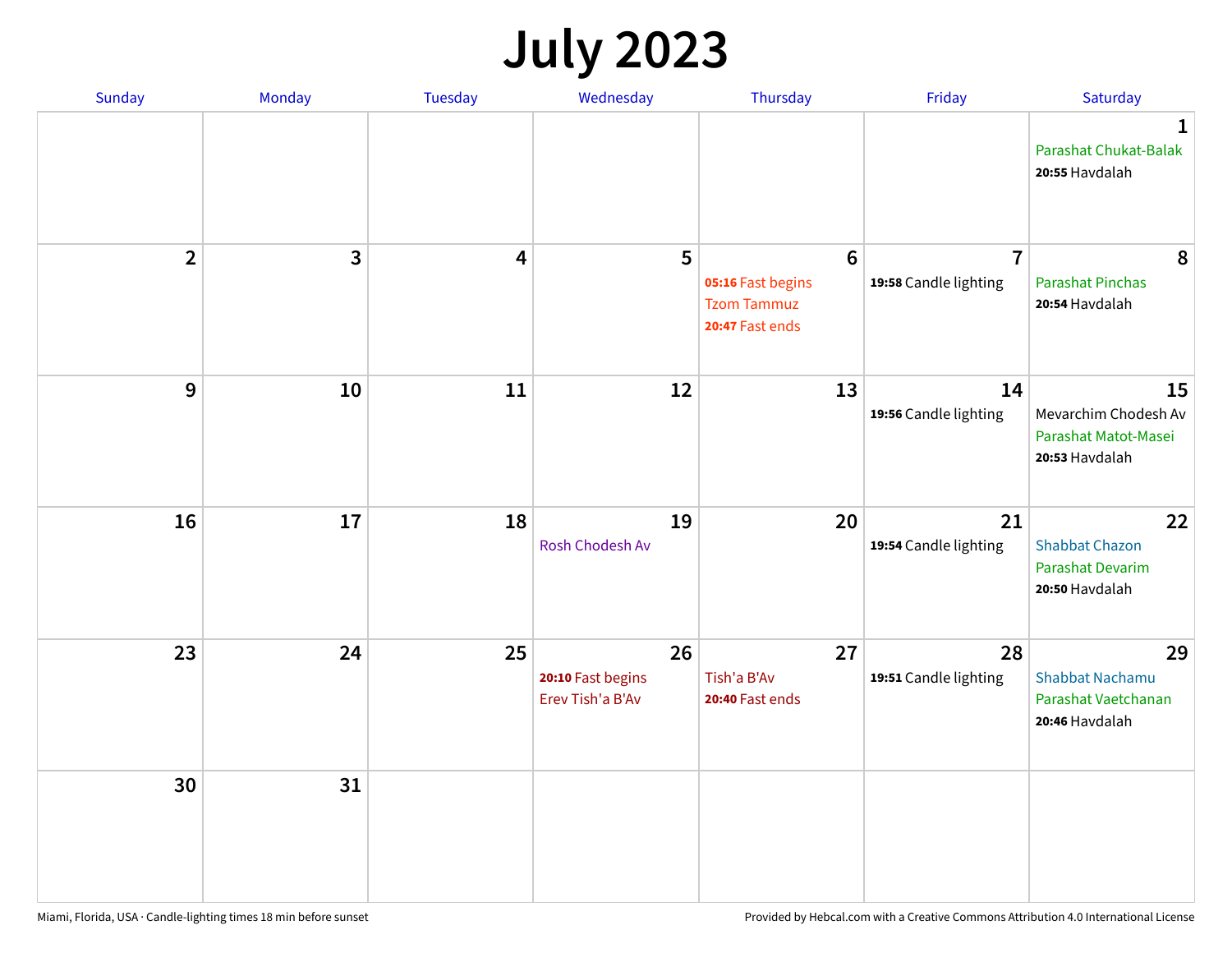# July 2023

| Sunday | Monday | Tuesday | Wednesday | Thursday | Friday | Saturday |
| --- | --- | --- | --- | --- | --- | --- |
| | | | | | | **1** Parashat Chukat-Balak **20:55** Havdalah |
| **2** | **3** | **4** | **5** | **6** **05:16** Fast begins Tzom Tammuz **20:47** Fast ends | **7** **19:58** Candle lighting | **8** Parashat Pinchas **20:54** Havdalah |
| **9** | **10** | **11** | **12** | **13** | **14** **19:56** Candle lighting | **15** Mevarchim Chodesh Av Parashat Matot-Masei **20:53** Havdalah |
| **16** | **17** | **18** | **19** Rosh Chodesh Av | **20** | **21** **19:54** Candle lighting | **22** Shabbat Chazon Parashat Devarim **20:50** Havdalah |
| **23** | **24** | **25** | **26** **20:10** Fast begins Erev Tish'a B'Av | **27** Tish'a B'Av **20:40** Fast ends | **28** **19:51** Candle lighting | **29** Shabbat Nachamu Parashat Vaetchanan **20:46** Havdalah |
| **30** | **31** | | | | | |

Miami, Florida, USA · Candle-lighting times 18 min before sunset

Provided by Hebcal.com with a Creative Commons Attribution 4.0 International License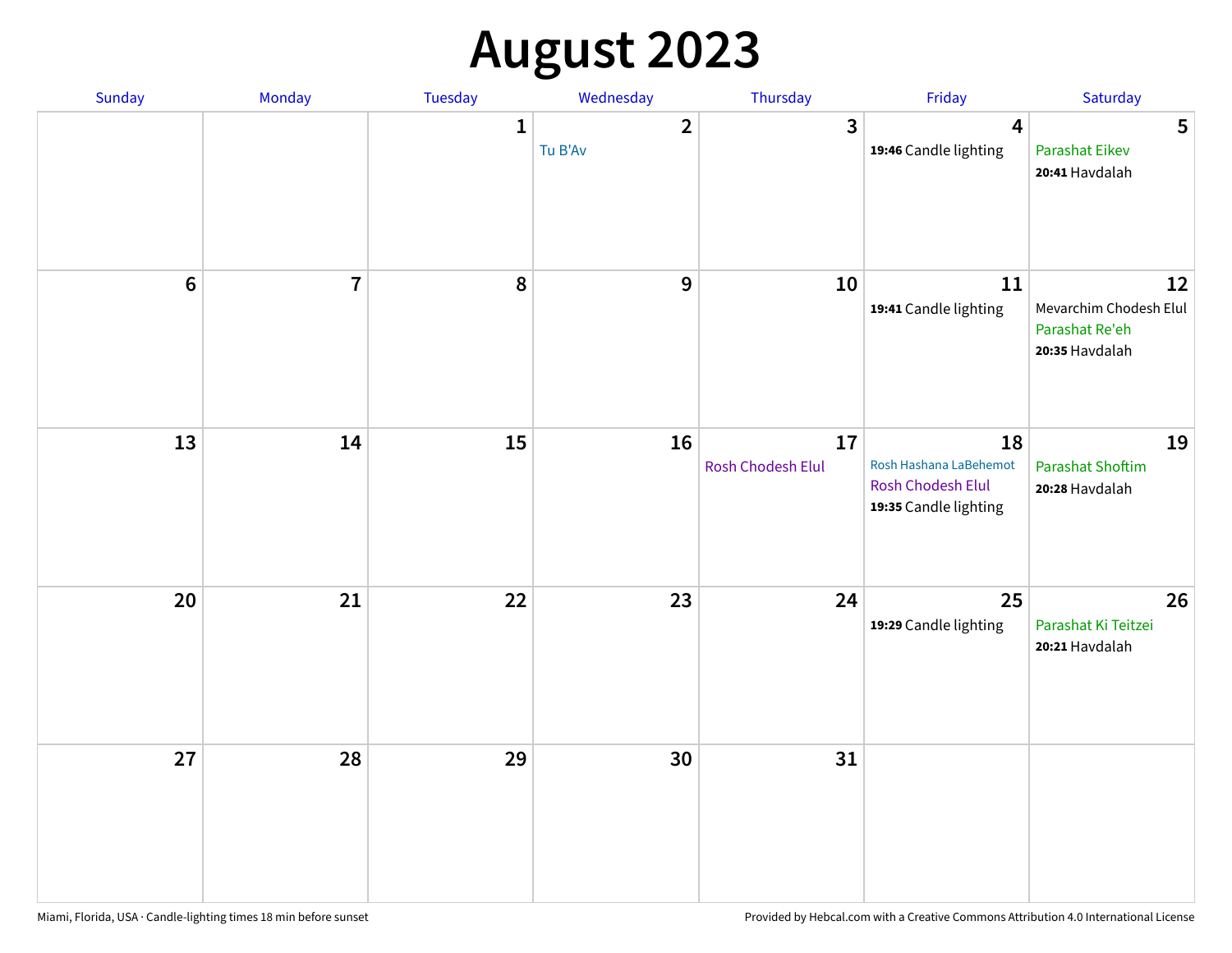# August 2023

| Sunday | Monday | Tuesday | Wednesday | Thursday | Friday | Saturday |
|---|---|---|---|---|---|---|
| | | 1 | 2<br>Tu B'Av | 3 | 4<br>**19:46** Candle lighting | 5<br>Parashat Eikev<br>**20:41** Havdalah |
| 6 | 7 | 8 | 9 | 10 | 11<br>**19:41** Candle lighting | 12<br>Mevarchim Chodesh Elul<br>Parashat Re'eh<br>**20:35** Havdalah |
| 13 | 14 | 15 | 16 | 17<br>Rosh Chodesh Elul | 18<br>Rosh Hashana LaBehemot<br>Rosh Chodesh Elul<br>**19:35** Candle lighting | 19<br>Parashat Shoftim<br>**20:28** Havdalah |
| 20 | 21 | 22 | 23 | 24 | 25<br>**19:29** Candle lighting | 26<br>Parashat Ki Teitzei<br>**20:21** Havdalah |
| 27 | 28 | 29 | 30 | 31 | | |

Miami, Florida, USA · Candle-lighting times 18 min before sunset

Provided by Hebcal.com with a Creative Commons Attribution 4.0 International License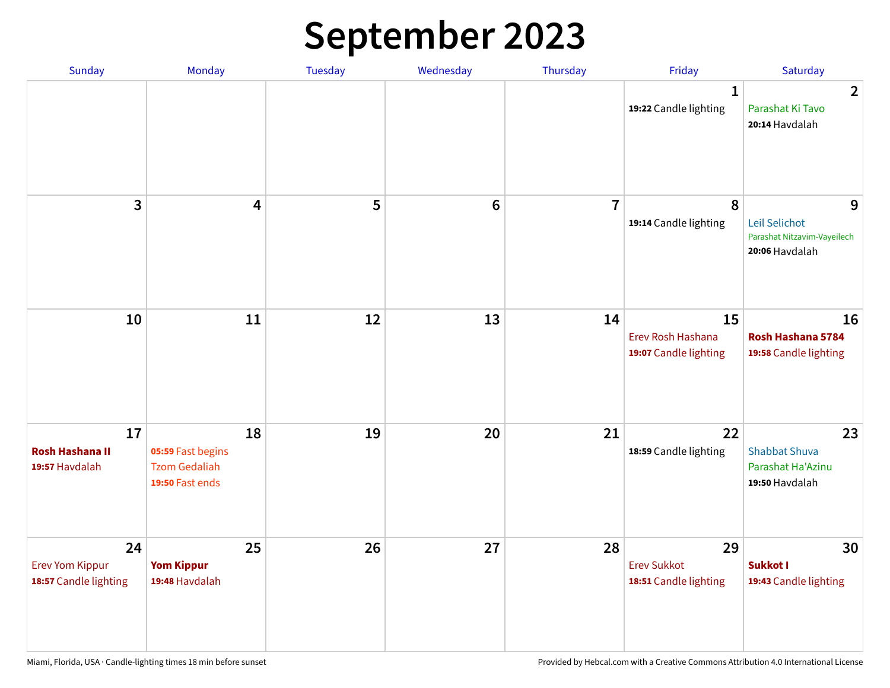# September 2023

| Sunday | Monday | Tuesday | Wednesday | Thursday | Friday | Saturday |
|---|---|---|---|---|---|---|
| | | | | | **1**<br>**19:22** Candle lighting | **2**<br>Parashat Ki Tavo<br>**20:14** Havdalah |
| **3** | **4** | **5** | **6** | **7** | **8**<br>**19:14** Candle lighting | **9**<br>Leil Selichot<br>Parashat Nitzavim-Vayeilech<br>**20:06** Havdalah |
| **10** | **11** | **12** | **13** | **14** | **15**<br>Erev Rosh Hashana<br>**19:07** Candle lighting | **16**<br>**Rosh Hashana 5784**<br>**19:58** Candle lighting |
| **17**<br>**Rosh Hashana II**<br>**19:57** Havdalah | **18**<br>**05:59** Fast begins<br>Tzom Gedaliah<br>**19:50** Fast ends | **19** | **20** | **21** | **22**<br>**18:59** Candle lighting | **23**<br>Shabbat Shuva<br>Parashat Ha'Azinu<br>**19:50** Havdalah |
| **24**<br>Erev Yom Kippur<br>**18:57** Candle lighting | **25**<br>**Yom Kippur**<br>**19:48** Havdalah | **26** | **27** | **28** | **29**<br>Erev Sukkot<br>**18:51** Candle lighting | **30**<br>**Sukkot I**<br>**19:43** Candle lighting |

Miami, Florida, USA · Candle-lighting times 18 min before sunset

Provided by Hebcal.com with a Creative Commons Attribution 4.0 International License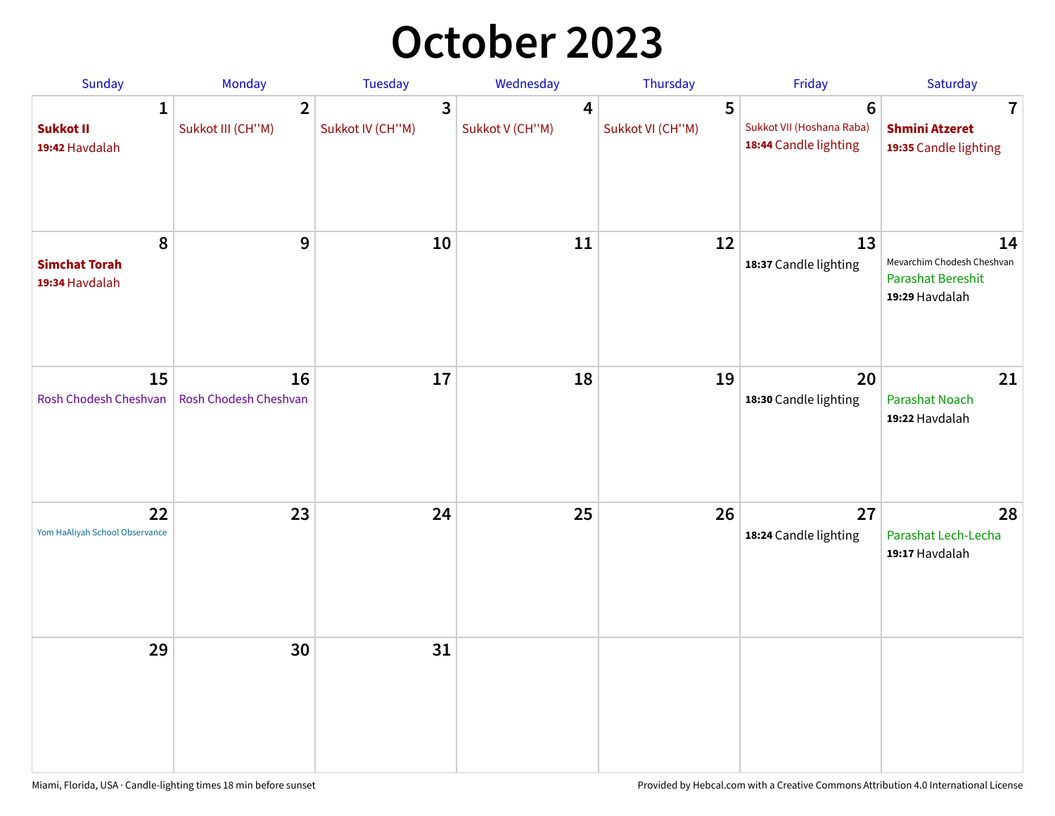# October 2023

| Sunday | Monday | Tuesday | Wednesday | Thursday | Friday | Saturday |
|---|---|---|---|---|---|---|
| **1** **Sukkot II** **19:42** Havdalah | **2** Sukkot III (CH''M) | **3** Sukkot IV (CH''M) | **4** Sukkot V (CH''M) | **5** Sukkot VI (CH''M) | **6** Sukkot VII (Hoshana Raba) **18:44** Candle lighting | **7** **Shmini Atzeret** **19:35** Candle lighting |
| **8** **Simchat Torah** **19:34** Havdalah | **9** | **10** | **11** | **12** | **13** **18:37** Candle lighting | **14** Mevarchim Chodesh Cheshvan Parashat Bereshit **19:29** Havdalah |
| **15** Rosh Chodesh Cheshvan | **16** Rosh Chodesh Cheshvan | **17** | **18** | **19** | **20** **18:30** Candle lighting | **21** Parashat Noach **19:22** Havdalah |
| **22** Yom HaAliyah School Observance | **23** | **24** | **25** | **26** | **27** **18:24** Candle lighting | **28** Parashat Lech-Lecha **19:17** Havdalah |
| **29** | **30** | **31** | | | | |

Miami, Florida, USA · Candle-lighting times 18 min before sunset

Provided by Hebcal.com with a Creative Commons Attribution 4.0 International License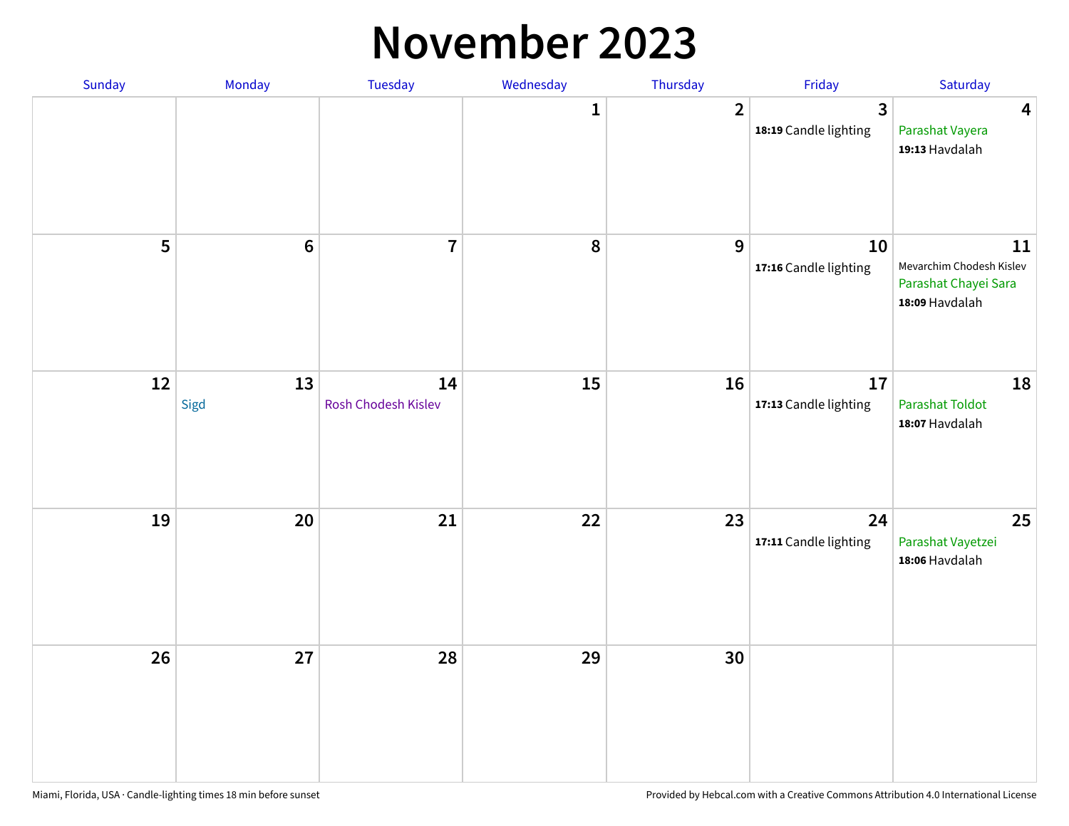# November 2023

| Sunday | Monday | Tuesday | Wednesday | Thursday | Friday | Saturday |
|---|---|---|---|---|---|---|
| | | | 1 | 2 | 3<br>**18:19** Candle lighting | 4<br>Parashat Vayera<br>**19:13** Havdalah |
| 5 | 6 | 7 | 8 | 9 | 10<br>**17:16** Candle lighting | 11<br>Mevarchim Chodesh Kislev<br>Parashat Chayei Sara<br>**18:09** Havdalah |
| 12 | 13<br>Sigd | 14<br>Rosh Chodesh Kislev | 15 | 16 | 17<br>**17:13** Candle lighting | 18<br>Parashat Toldot<br>**18:07** Havdalah |
| 19 | 20 | 21 | 22 | 23 | 24<br>**17:11** Candle lighting | 25<br>Parashat Vayetzei<br>**18:06** Havdalah |
| 26 | 27 | 28 | 29 | 30 | | |

Miami, Florida, USA · Candle-lighting times 18 min before sunset

Provided by Hebcal.com with a Creative Commons Attribution 4.0 International License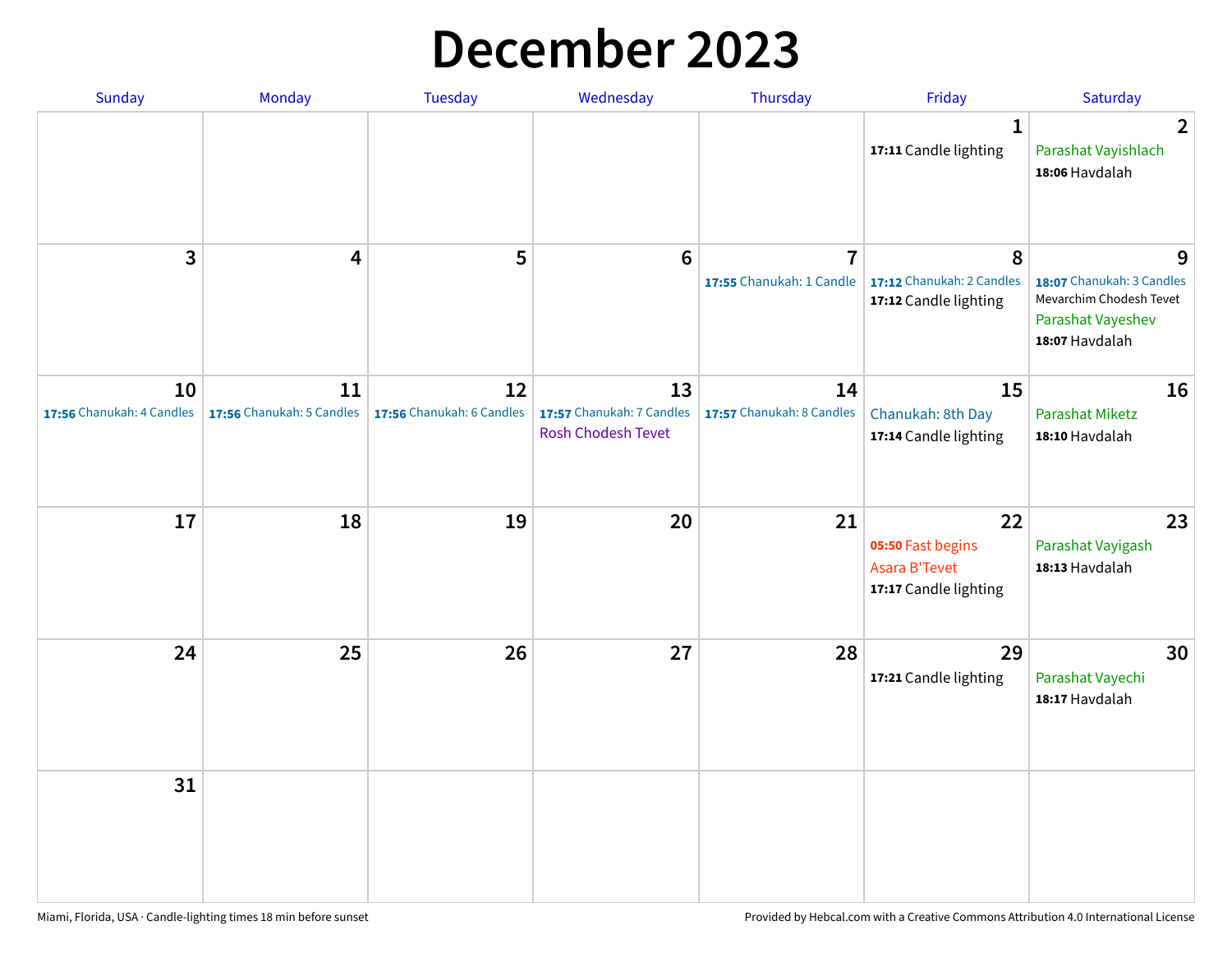# December 2023

| Sunday | Monday | Tuesday | Wednesday | Thursday | Friday | Saturday |
|---|---|---|---|---|---|---|
| | | | | | 1<br>**17:11** Candle lighting | 2<br>Parashat Vayishlach<br>**18:06** Havdalah |
| 3 | 4 | 5 | 6 | 7<br>**17:55** Chanukah: 1 Candle | 8<br>**17:12** Chanukah: 2 Candles<br>**17:12** Candle lighting | 9<br>**18:07** Chanukah: 3 Candles<br>Mevarchim Chodesh Tevet<br>Parashat Vayeshev<br>**18:07** Havdalah |
| 10<br>**17:56** Chanukah: 4 Candles | 11<br>**17:56** Chanukah: 5 Candles | 12<br>**17:56** Chanukah: 6 Candles | 13<br>**17:57** Chanukah: 7 Candles<br>Rosh Chodesh Tevet | 14<br>**17:57** Chanukah: 8 Candles | 15<br>Chanukah: 8th Day<br>**17:14** Candle lighting | 16<br>Parashat Miketz<br>**18:10** Havdalah |
| 17 | 18 | 19 | 20 | 21 | 22<br>**05:50** Fast begins<br>Asara B'Tevet<br>**17:17** Candle lighting | 23<br>Parashat Vayigash<br>**18:13** Havdalah |
| 24 | 25 | 26 | 27 | 28 | 29<br>**17:21** Candle lighting | 30<br>Parashat Vayechi<br>**18:17** Havdalah |
| 31 | | | | | | |

Miami, Florida, USA · Candle-lighting times 18 min before sunset

Provided by Hebcal.com with a Creative Commons Attribution 4.0 International License